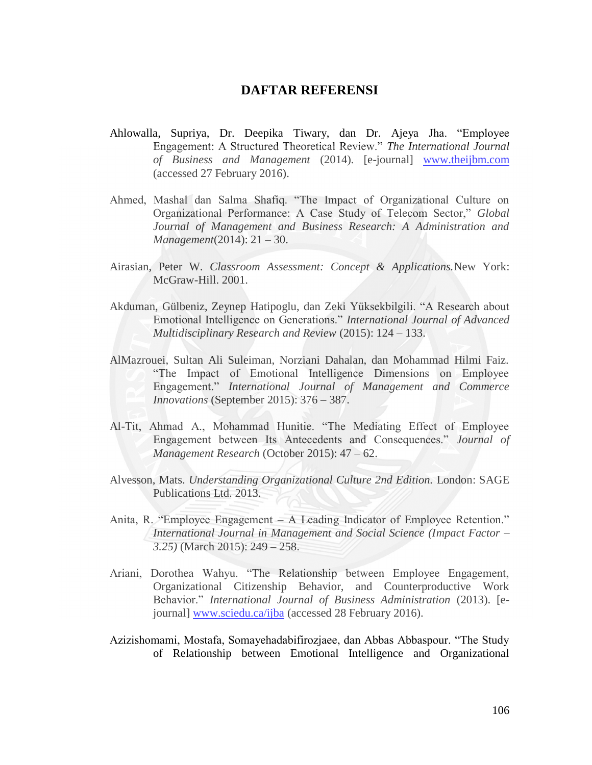# DAFTAR REFERENSI

Ahlowalla, Supriya, Dr. Deepika Tiwary, dan Dr. Ajeya Jha. "Employee Engagement: A Structured Theoretical Review." *The International Journal of Business and Management* (2014). [e-journal] www.theijbm.com (accessed 27 February 2016).

Ahmed, Mashal dan Salma Shafiq. "The Impact of Organizational Culture on Organizational Performance: A Case Study of Telecom Sector," *Global Journal of Management and Business Research: A Administration and Management*(2014): 21 – 30.

Airasian, Peter W. *Classroom Assessment: Concept & Applications.*New York: McGraw-Hill. 2001.

Akduman, Gülbeniz, Zeynep Hatipoglu, dan Zeki Yüksekbilgili. "A Research about Emotional Intelligence on Generations." *International Journal of Advanced Multidisciplinary Research and Review* (2015): 124 – 133.

AlMazrouei, Sultan Ali Suleiman, Norziani Dahalan, dan Mohammad Hilmi Faiz. "The Impact of Emotional Intelligence Dimensions on Employee Engagement." *International Journal of Management and Commerce Innovations* (September 2015): 376 – 387.

Al-Tit, Ahmad A., Mohammad Hunitie. "The Mediating Effect of Employee Engagement between Its Antecedents and Consequences." *Journal of Management Research* (October 2015): 47 – 62.

Alvesson, Mats. *Understanding Organizational Culture 2nd Edition.* London: SAGE Publications Ltd. 2013.

Anita, R. "Employee Engagement – A Leading Indicator of Employee Retention." *International Journal in Management and Social Science (Impact Factor – 3.25)* (March 2015): 249 – 258.

Ariani, Dorothea Wahyu. "The Relationship between Employee Engagement, Organizational Citizenship Behavior, and Counterproductive Work Behavior." *International Journal of Business Administration* (2013). [e-journal] www.sciedu.ca/ijba (accessed 28 February 2016).

Azizishomami, Mostafa, Somayehadabifirozjaee, dan Abbas Abbaspour. "The Study of Relationship between Emotional Intelligence and Organizational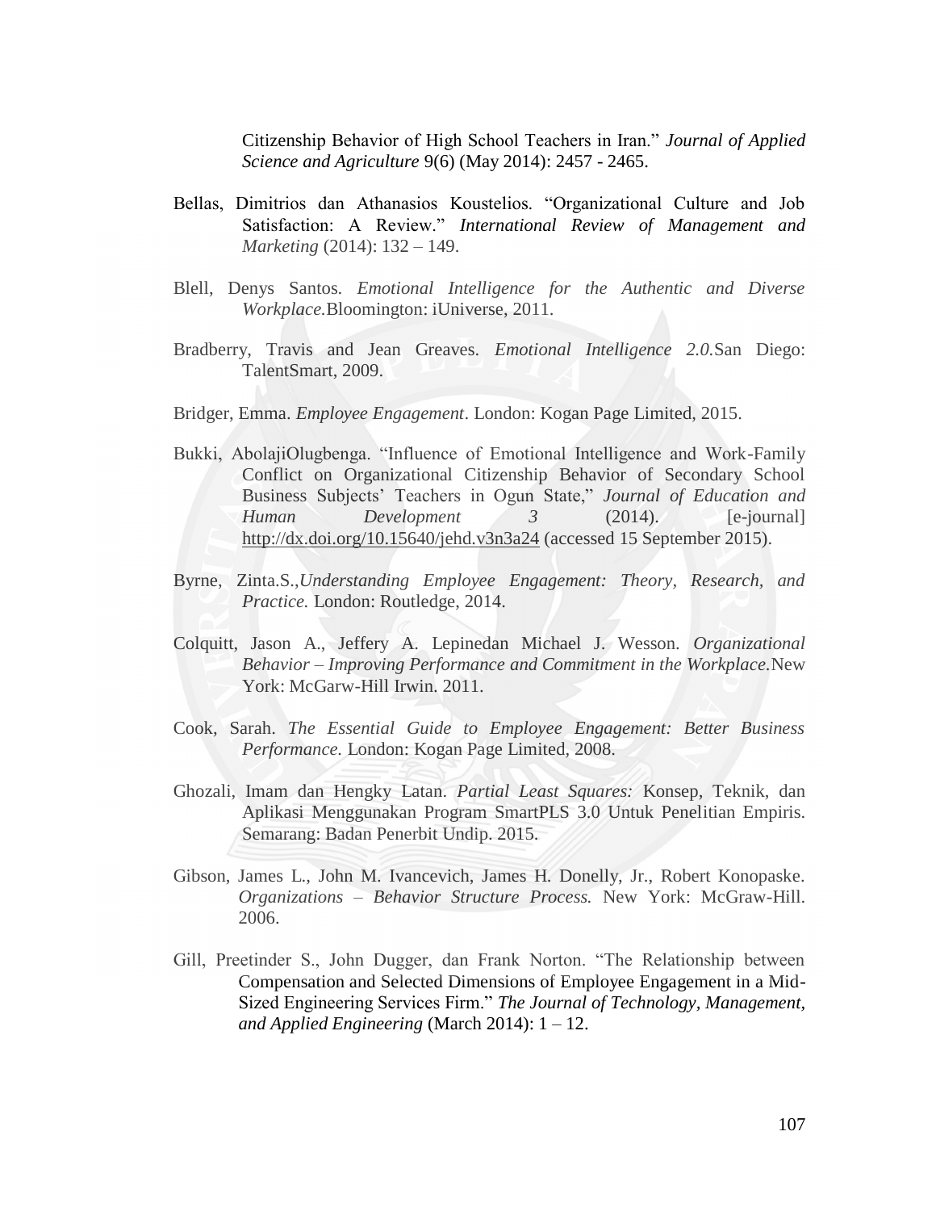Citizenship Behavior of High School Teachers in Iran." *Journal of Applied Science and Agriculture* 9(6) (May 2014): 2457 - 2465.

Bellas, Dimitrios dan Athanasios Koustelios. "Organizational Culture and Job Satisfaction: A Review." *International Review of Management and Marketing* (2014): 132 – 149.

Blell, Denys Santos. *Emotional Intelligence for the Authentic and Diverse Workplace.*Bloomington: iUniverse, 2011.

Bradberry, Travis and Jean Greaves. *Emotional Intelligence 2.0.*San Diego: TalentSmart, 2009.

Bridger, Emma. *Employee Engagement*. London: Kogan Page Limited, 2015.

Bukki, AbolajiOlugbenga. "Influence of Emotional Intelligence and Work-Family Conflict on Organizational Citizenship Behavior of Secondary School Business Subjects' Teachers in Ogun State," *Journal of Education and Human Development 3* (2014). [e-journal] http://dx.doi.org/10.15640/jehd.v3n3a24 (accessed 15 September 2015).

Byrne, Zinta.S.,*Understanding Employee Engagement: Theory, Research, and Practice.* London: Routledge, 2014.

Colquitt, Jason A., Jeffery A. Lepinedan Michael J. Wesson. *Organizational Behavior – Improving Performance and Commitment in the Workplace.*New York: McGarw-Hill Irwin. 2011.

Cook, Sarah. *The Essential Guide to Employee Engagement: Better Business Performance.* London: Kogan Page Limited, 2008.

Ghozali, Imam dan Hengky Latan. *Partial Least Squares:* Konsep, Teknik, dan Aplikasi Menggunakan Program SmartPLS 3.0 Untuk Penelitian Empiris. Semarang: Badan Penerbit Undip. 2015.

Gibson, James L., John M. Ivancevich, James H. Donelly, Jr., Robert Konopaske. *Organizations – Behavior Structure Process.* New York: McGraw-Hill. 2006.

Gill, Preetinder S., John Dugger, dan Frank Norton. "The Relationship between Compensation and Selected Dimensions of Employee Engagement in a Mid-Sized Engineering Services Firm." *The Journal of Technology, Management, and Applied Engineering* (March 2014): 1 – 12.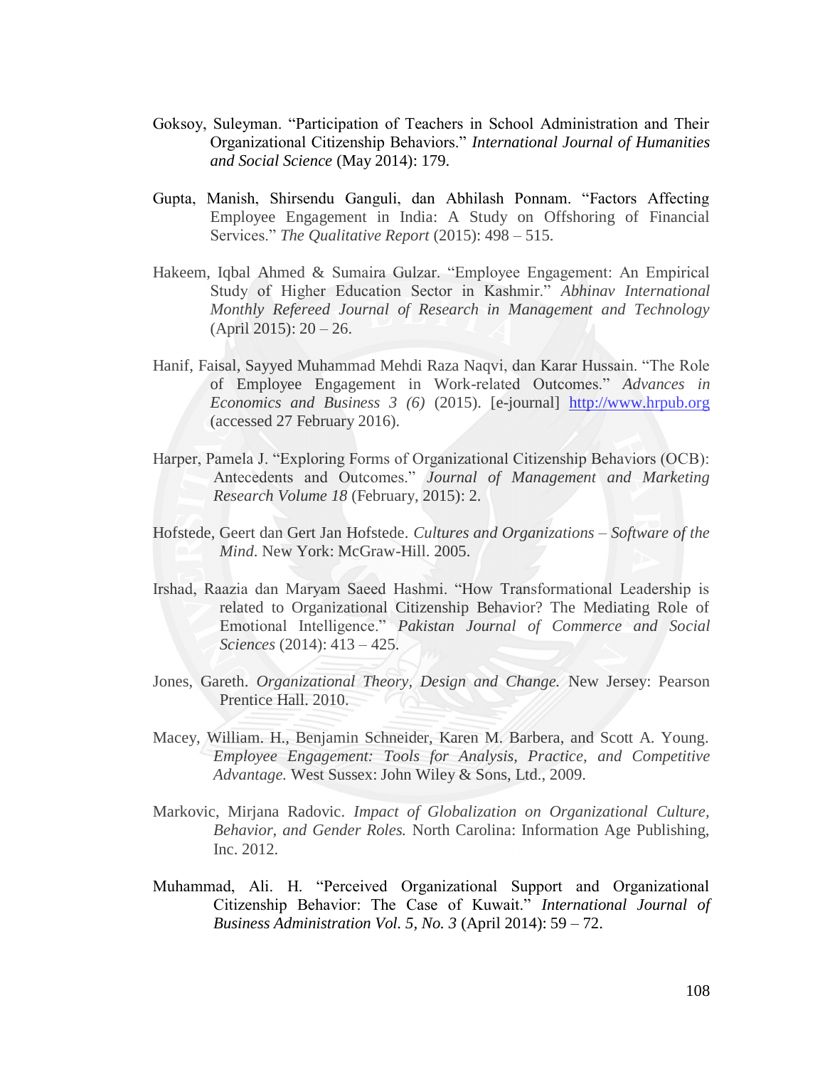Goksoy, Suleyman. "Participation of Teachers in School Administration and Their Organizational Citizenship Behaviors." *International Journal of Humanities and Social Science* (May 2014): 179.

Gupta, Manish, Shirsendu Ganguli, dan Abhilash Ponnam. "Factors Affecting Employee Engagement in India: A Study on Offshoring of Financial Services." *The Qualitative Report* (2015): 498 – 515.

Hakeem, Iqbal Ahmed & Sumaira Gulzar. "Employee Engagement: An Empirical Study of Higher Education Sector in Kashmir." *Abhinav International Monthly Refereed Journal of Research in Management and Technology* (April 2015): 20 – 26.

Hanif, Faisal, Sayyed Muhammad Mehdi Raza Naqvi, dan Karar Hussain. "The Role of Employee Engagement in Work-related Outcomes." *Advances in Economics and Business 3 (6)* (2015). [e-journal] http://www.hrpub.org (accessed 27 February 2016).

Harper, Pamela J. "Exploring Forms of Organizational Citizenship Behaviors (OCB): Antecedents and Outcomes." *Journal of Management and Marketing Research Volume 18* (February, 2015): 2.

Hofstede, Geert dan Gert Jan Hofstede. *Cultures and Organizations – Software of the Mind*. New York: McGraw-Hill. 2005.

Irshad, Raazia dan Maryam Saeed Hashmi. "How Transformational Leadership is related to Organizational Citizenship Behavior? The Mediating Role of Emotional Intelligence." *Pakistan Journal of Commerce and Social Sciences* (2014): 413 – 425.

Jones, Gareth. *Organizational Theory, Design and Change.* New Jersey: Pearson Prentice Hall. 2010.

Macey, William. H., Benjamin Schneider, Karen M. Barbera, and Scott A. Young. *Employee Engagement: Tools for Analysis, Practice, and Competitive Advantage.* West Sussex: John Wiley & Sons, Ltd., 2009.

Markovic, Mirjana Radovic. *Impact of Globalization on Organizational Culture, Behavior, and Gender Roles.* North Carolina: Information Age Publishing, Inc. 2012.

Muhammad, Ali. H. "Perceived Organizational Support and Organizational Citizenship Behavior: The Case of Kuwait." *International Journal of Business Administration Vol. 5, No. 3* (April 2014): 59 – 72.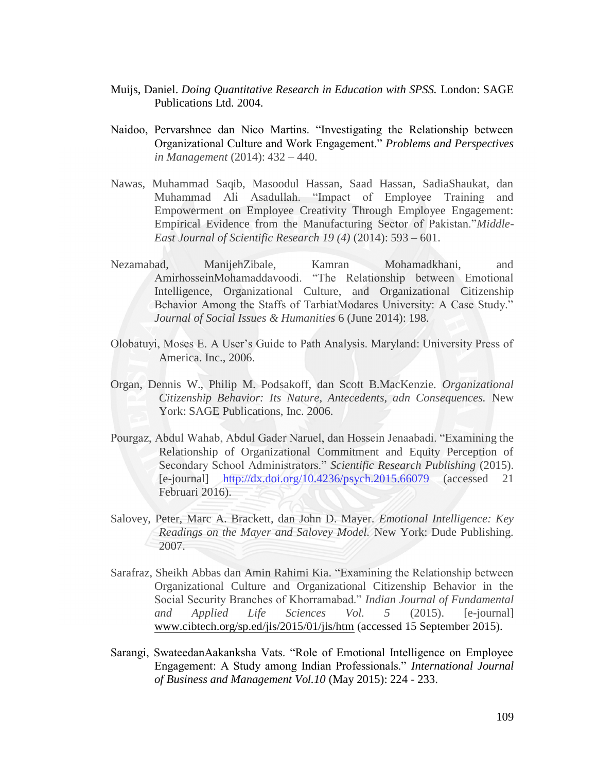Muijs, Daniel. *Doing Quantitative Research in Education with SPSS.* London: SAGE Publications Ltd. 2004.

Naidoo, Pervarshnee dan Nico Martins. "Investigating the Relationship between Organizational Culture and Work Engagement." *Problems and Perspectives in Management* (2014): 432 – 440.

Nawas, Muhammad Saqib, Masoodul Hassan, Saad Hassan, SadiaShaukat, dan Muhammad Ali Asadullah. "Impact of Employee Training and Empowerment on Employee Creativity Through Employee Engagement: Empirical Evidence from the Manufacturing Sector of Pakistan."*Middle-East Journal of Scientific Research 19 (4)* (2014): 593 – 601.

Nezamabad, ManijehZibale, Kamran Mohamadkhani, and AmirhosseinMohamaddavoodi. "The Relationship between Emotional Intelligence, Organizational Culture, and Organizational Citizenship Behavior Among the Staffs of TarbiatModares University: A Case Study." *Journal of Social Issues & Humanities* 6 (June 2014): 198.

Olobatuyi, Moses E. A User's Guide to Path Analysis. Maryland: University Press of America. Inc., 2006.

Organ, Dennis W., Philip M. Podsakoff, dan Scott B.MacKenzie. *Organizational Citizenship Behavior: Its Nature, Antecedents, adn Consequences.* New York: SAGE Publications, Inc. 2006.

Pourgaz, Abdul Wahab, Abdul Gader Naruel, dan Hossein Jenaabadi. "Examining the Relationship of Organizational Commitment and Equity Perception of Secondary School Administrators." *Scientific Research Publishing* (2015). [e-journal] http://dx.doi.org/10.4236/psych.2015.66079 (accessed 21 Februari 2016).

Salovey, Peter, Marc A. Brackett, dan John D. Mayer. *Emotional Intelligence: Key Readings on the Mayer and Salovey Model.* New York: Dude Publishing. 2007.

Sarafraz, Sheikh Abbas dan Amin Rahimi Kia. "Examining the Relationship between Organizational Culture and Organizational Citizenship Behavior in the Social Security Branches of Khorramabad." *Indian Journal of Fundamental and Applied Life Sciences Vol. 5* (2015). [e-journal] www.cibtech.org/sp.ed/jls/2015/01/jls/htm (accessed 15 September 2015).

Sarangi, SwateedanAakanksha Vats. "Role of Emotional Intelligence on Employee Engagement: A Study among Indian Professionals." *International Journal of Business and Management Vol.10* (May 2015): 224 - 233.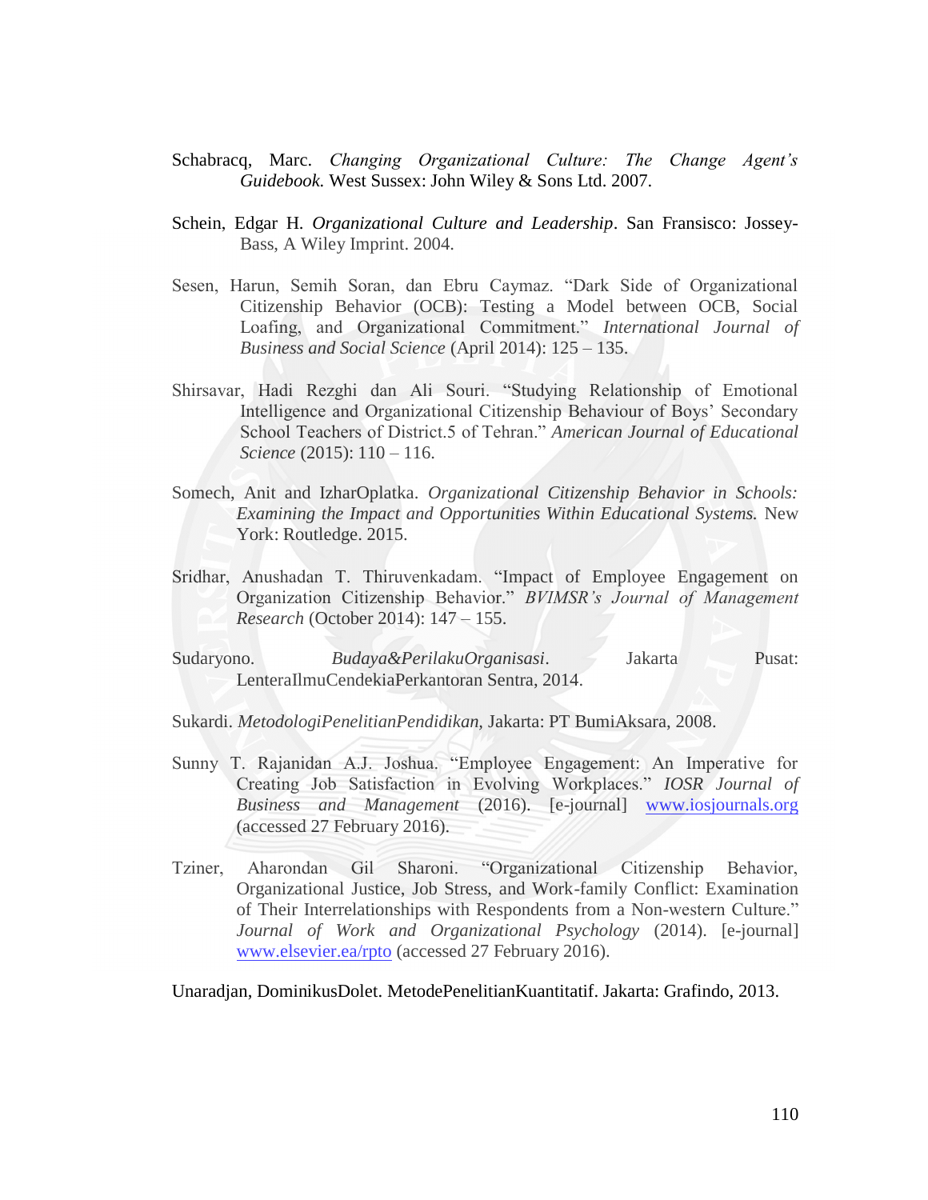Schabracq, Marc. *Changing Organizational Culture: The Change Agent's Guidebook.* West Sussex: John Wiley & Sons Ltd. 2007.

Schein, Edgar H. *Organizational Culture and Leadership*. San Fransisco: Jossey-Bass, A Wiley Imprint. 2004.

Sesen, Harun, Semih Soran, dan Ebru Caymaz. "Dark Side of Organizational Citizenship Behavior (OCB): Testing a Model between OCB, Social Loafing, and Organizational Commitment." *International Journal of Business and Social Science* (April 2014): 125 – 135.

Shirsavar, Hadi Rezghi dan Ali Souri. "Studying Relationship of Emotional Intelligence and Organizational Citizenship Behaviour of Boys' Secondary School Teachers of District.5 of Tehran." *American Journal of Educational Science* (2015): 110 – 116.

Somech, Anit and IzharOplatka. *Organizational Citizenship Behavior in Schools: Examining the Impact and Opportunities Within Educational Systems.* New York: Routledge. 2015.

Sridhar, Anushadan T. Thiruvenkadam. "Impact of Employee Engagement on Organization Citizenship Behavior." *BVIMSR's Journal of Management Research* (October 2014): 147 – 155.

Sudaryono. *Budaya&PerilakuOrganisasi*. Jakarta Pusat: LenteraIlmuCendekiaPerkantoran Sentra, 2014.

Sukardi. *MetodologiPenelitianPendidikan*, Jakarta: PT BumiAksara, 2008.

Sunny T. Rajanidan A.J. Joshua. "Employee Engagement: An Imperative for Creating Job Satisfaction in Evolving Workplaces." *IOSR Journal of Business and Management* (2016). [e-journal] www.iosjournals.org (accessed 27 February 2016).

Tziner, Aharondan Gil Sharoni. "Organizational Citizenship Behavior, Organizational Justice, Job Stress, and Work-family Conflict: Examination of Their Interrelationships with Respondents from a Non-western Culture." *Journal of Work and Organizational Psychology* (2014). [e-journal] www.elsevier.ea/rpto (accessed 27 February 2016).

Unaradjan, DominikusDolet. MetodePenelitianKuantitatif. Jakarta: Grafindo, 2013.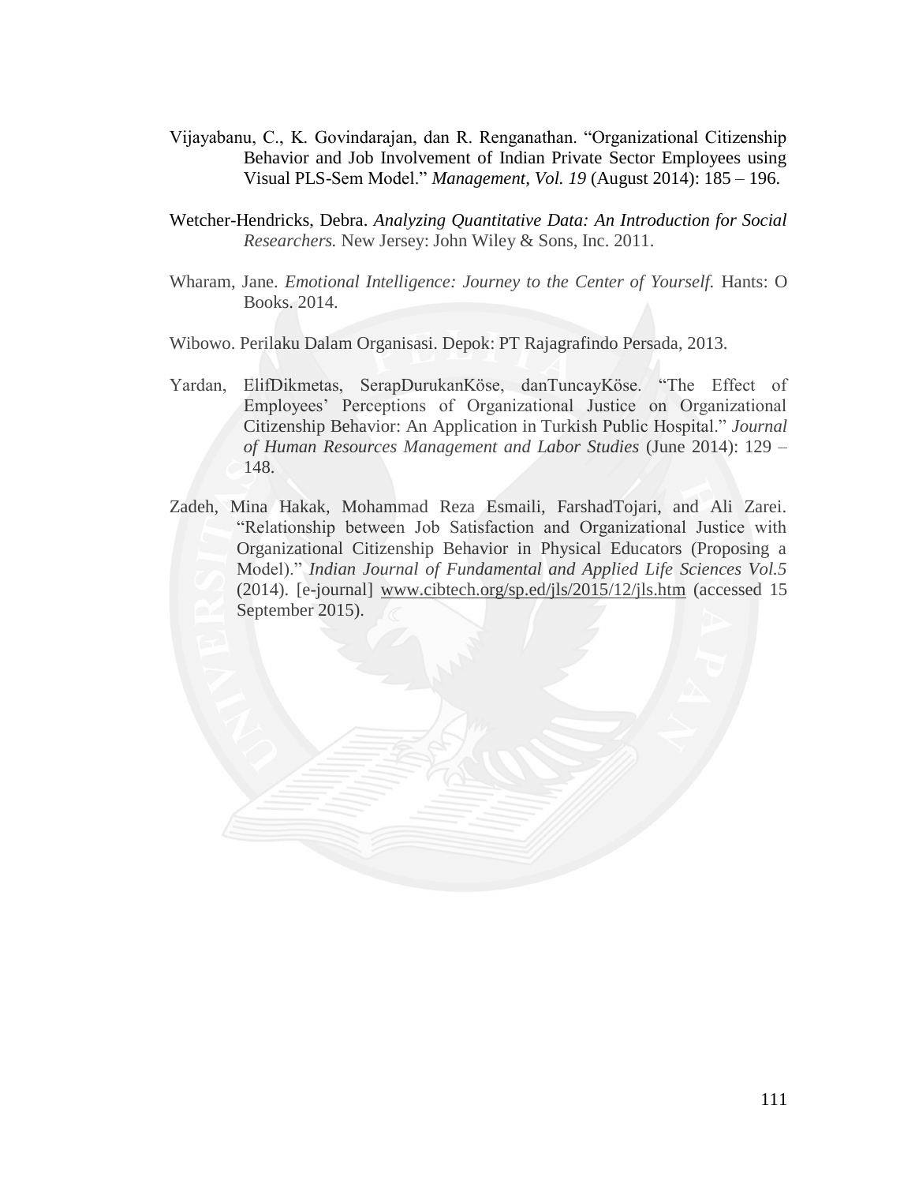Vijayabanu, C., K. Govindarajan, dan R. Renganathan. “Organizational Citizenship Behavior and Job Involvement of Indian Private Sector Employees using Visual PLS-Sem Model.” *Management, Vol. 19* (August 2014): 185 – 196.

Wetcher-Hendricks, Debra. *Analyzing Quantitative Data: An Introduction for Social Researchers.* New Jersey: John Wiley & Sons, Inc. 2011.

Wharam, Jane. *Emotional Intelligence: Journey to the Center of Yourself.* Hants: O Books. 2014.

Wibowo. Perilaku Dalam Organisasi. Depok: PT Rajagrafindo Persada, 2013.

Yardan, ElifDikmetas, SerapDurukanKöse, danTuncayKöse. “The Effect of Employees’ Perceptions of Organizational Justice on Organizational Citizenship Behavior: An Application in Turkish Public Hospital.” *Journal of Human Resources Management and Labor Studies* (June 2014): 129 – 148.

Zadeh, Mina Hakak, Mohammad Reza Esmaili, FarshadTojari, and Ali Zarei. “Relationship between Job Satisfaction and Organizational Justice with Organizational Citizenship Behavior in Physical Educators (Proposing a Model).” *Indian Journal of Fundamental and Applied Life Sciences Vol.5* (2014). [e-journal] www.cibtech.org/sp.ed/jls/2015/12/jls.htm (accessed 15 September 2015).